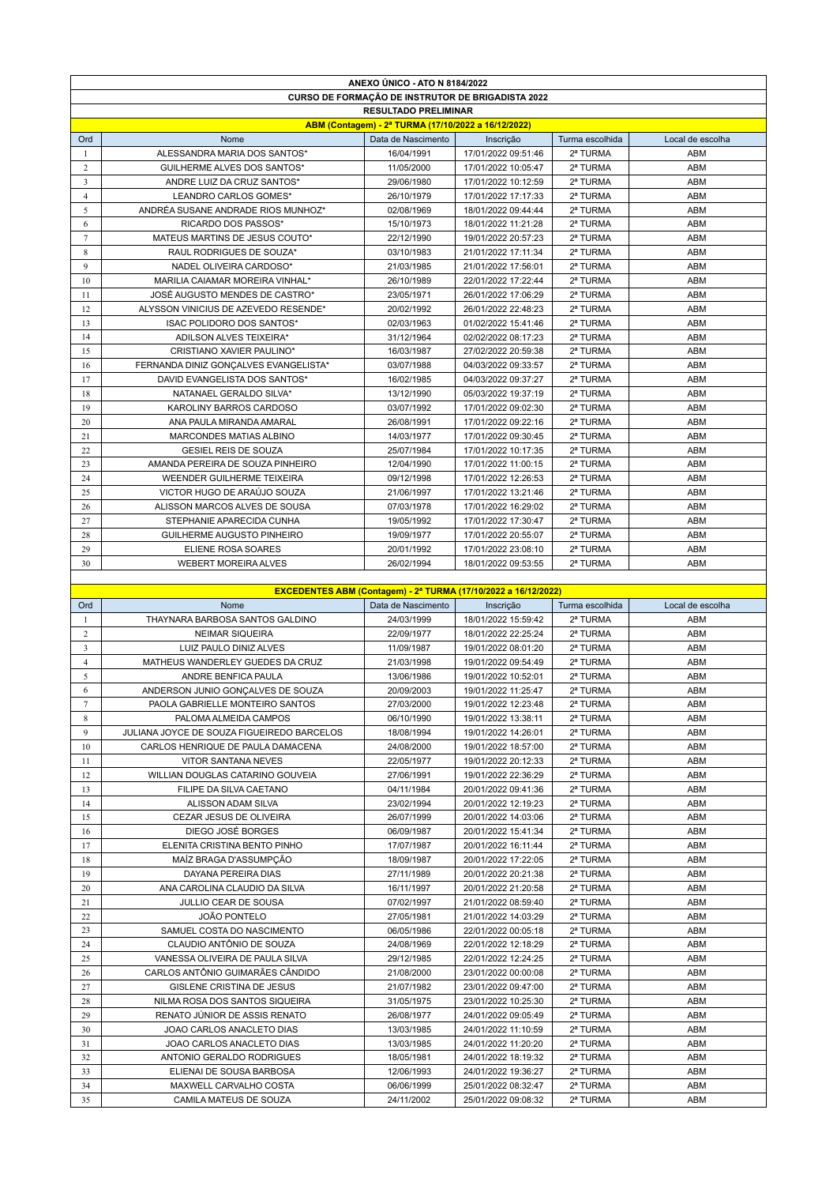**ANEXO ÚNICO - ATO N 8184/2022**

**CURSO DE FORMAÇÃO DE INSTRUTOR DE BRIGADISTA 2022**

**RESULTADO PRELIMINAR**

**ABM (Contagem) - 2ª TURMA (17/10/2022 a 16/12/2022)**

| Ord | Nome | Data de Nascimento | Inscrição | Turma escolhida | Local de escolha |
|---|---|---|---|---|---|
| 1 | ALESSANDRA MARIA DOS SANTOS* | 16/04/1991 | 17/01/2022 09:51:46 | 2ª TURMA | ABM |
| 2 | GUILHERME ALVES DOS SANTOS* | 11/05/2000 | 17/01/2022 10:05:47 | 2ª TURMA | ABM |
| 3 | ANDRE LUIZ DA CRUZ SANTOS* | 29/06/1980 | 17/01/2022 10:12:59 | 2ª TURMA | ABM |
| 4 | LEANDRO CARLOS GOMES* | 26/10/1979 | 17/01/2022 17:17:33 | 2ª TURMA | ABM |
| 5 | ANDRÉA SUSANE ANDRADE RIOS MUNHOZ* | 02/08/1969 | 18/01/2022 09:44:44 | 2ª TURMA | ABM |
| 6 | RICARDO DOS PASSOS* | 15/10/1973 | 18/01/2022 11:21:28 | 2ª TURMA | ABM |
| 7 | MATEUS MARTINS DE JESUS COUTO* | 22/12/1990 | 19/01/2022 20:57:23 | 2ª TURMA | ABM |
| 8 | RAUL RODRIGUES DE SOUZA* | 03/10/1983 | 21/01/2022 17:11:34 | 2ª TURMA | ABM |
| 9 | NADEL OLIVEIRA CARDOSO* | 21/03/1985 | 21/01/2022 17:56:01 | 2ª TURMA | ABM |
| 10 | MARILIA CAIAMAR MOREIRA VINHAL* | 26/10/1989 | 22/01/2022 17:22:44 | 2ª TURMA | ABM |
| 11 | JOSÉ AUGUSTO MENDES DE CASTRO* | 23/05/1971 | 26/01/2022 17:06:29 | 2ª TURMA | ABM |
| 12 | ALYSSON VINICIUS DE AZEVEDO RESENDE* | 20/02/1992 | 26/01/2022 22:48:23 | 2ª TURMA | ABM |
| 13 | ISAC POLIDORO DOS SANTOS* | 02/03/1963 | 01/02/2022 15:41:46 | 2ª TURMA | ABM |
| 14 | ADILSON ALVES TEIXEIRA* | 31/12/1964 | 02/02/2022 08:17:23 | 2ª TURMA | ABM |
| 15 | CRISTIANO XAVIER PAULINO* | 16/03/1987 | 27/02/2022 20:59:38 | 2ª TURMA | ABM |
| 16 | FERNANDA DINIZ GONÇALVES EVANGELISTA* | 03/07/1988 | 04/03/2022 09:33:57 | 2ª TURMA | ABM |
| 17 | DAVID EVANGELISTA DOS SANTOS* | 16/02/1985 | 04/03/2022 09:37:27 | 2ª TURMA | ABM |
| 18 | NATANAEL GERALDO SILVA* | 13/12/1990 | 05/03/2022 19:37:19 | 2ª TURMA | ABM |
| 19 | KAROLINY BARROS CARDOSO | 03/07/1992 | 17/01/2022 09:02:30 | 2ª TURMA | ABM |
| 20 | ANA PAULA MIRANDA AMARAL | 26/08/1991 | 17/01/2022 09:22:16 | 2ª TURMA | ABM |
| 21 | MARCONDES MATIAS ALBINO | 14/03/1977 | 17/01/2022 09:30:45 | 2ª TURMA | ABM |
| 22 | GESIEL REIS DE SOUZA | 25/07/1984 | 17/01/2022 10:17:35 | 2ª TURMA | ABM |
| 23 | AMANDA PEREIRA DE SOUZA PINHEIRO | 12/04/1990 | 17/01/2022 11:00:15 | 2ª TURMA | ABM |
| 24 | WEENDER GUILHERME TEIXEIRA | 09/12/1998 | 17/01/2022 12:26:53 | 2ª TURMA | ABM |
| 25 | VICTOR HUGO DE ARAÚJO SOUZA | 21/06/1997 | 17/01/2022 13:21:46 | 2ª TURMA | ABM |
| 26 | ALISSON MARCOS ALVES DE SOUSA | 07/03/1978 | 17/01/2022 16:29:02 | 2ª TURMA | ABM |
| 27 | STEPHANIE APARECIDA CUNHA | 19/05/1992 | 17/01/2022 17:30:47 | 2ª TURMA | ABM |
| 28 | GUILHERME AUGUSTO PINHEIRO | 19/09/1977 | 17/01/2022 20:55:07 | 2ª TURMA | ABM |
| 29 | ELIENE ROSA SOARES | 20/01/1992 | 17/01/2022 23:08:10 | 2ª TURMA | ABM |
| 30 | WEBERT MOREIRA ALVES | 26/02/1994 | 18/01/2022 09:53:55 | 2ª TURMA | ABM |

**EXCEDENTES ABM (Contagem) - 2ª TURMA (17/10/2022 a 16/12/2022)**

| Ord | Nome | Data de Nascimento | Inscrição | Turma escolhida | Local de escolha |
|---|---|---|---|---|---|
| 1 | THAYNARA BARBOSA SANTOS GALDINO | 24/03/1999 | 18/01/2022 15:59:42 | 2ª TURMA | ABM |
| 2 | NEIMAR SIQUEIRA | 22/09/1977 | 18/01/2022 22:25:24 | 2ª TURMA | ABM |
| 3 | LUIZ PAULO DINIZ ALVES | 11/09/1987 | 19/01/2022 08:01:20 | 2ª TURMA | ABM |
| 4 | MATHEUS WANDERLEY GUEDES DA CRUZ | 21/03/1998 | 19/01/2022 09:54:49 | 2ª TURMA | ABM |
| 5 | ANDRE BENFICA PAULA | 13/06/1986 | 19/01/2022 10:52:01 | 2ª TURMA | ABM |
| 6 | ANDERSON JUNIO GONÇALVES DE SOUZA | 20/09/2003 | 19/01/2022 11:25:47 | 2ª TURMA | ABM |
| 7 | PAOLA GABRIELLE MONTEIRO SANTOS | 27/03/2000 | 19/01/2022 12:23:48 | 2ª TURMA | ABM |
| 8 | PALOMA ALMEIDA CAMPOS | 06/10/1990 | 19/01/2022 13:38:11 | 2ª TURMA | ABM |
| 9 | JULIANA JOYCE DE SOUZA FIGUEIREDO BARCELOS | 18/08/1994 | 19/01/2022 14:26:01 | 2ª TURMA | ABM |
| 10 | CARLOS HENRIQUE DE PAULA DAMACENA | 24/08/2000 | 19/01/2022 18:57:00 | 2ª TURMA | ABM |
| 11 | VITOR SANTANA NEVES | 22/05/1977 | 19/01/2022 20:12:33 | 2ª TURMA | ABM |
| 12 | WILLIAN DOUGLAS CATARINO GOUVEIA | 27/06/1991 | 19/01/2022 22:36:29 | 2ª TURMA | ABM |
| 13 | FILIPE DA SILVA CAETANO | 04/11/1984 | 20/01/2022 09:41:36 | 2ª TURMA | ABM |
| 14 | ALISSON ADAM SILVA | 23/02/1994 | 20/01/2022 12:19:23 | 2ª TURMA | ABM |
| 15 | CEZAR JESUS DE OLIVEIRA | 26/07/1999 | 20/01/2022 14:03:06 | 2ª TURMA | ABM |
| 16 | DIEGO JOSÉ BORGES | 06/09/1987 | 20/01/2022 15:41:34 | 2ª TURMA | ABM |
| 17 | ELENITA CRISTINA BENTO PINHO | 17/07/1987 | 20/01/2022 16:11:44 | 2ª TURMA | ABM |
| 18 | MAÍZ BRAGA D'ASSUMPÇÃO | 18/09/1987 | 20/01/2022 17:22:05 | 2ª TURMA | ABM |
| 19 | DAYANA PEREIRA DIAS | 27/11/1989 | 20/01/2022 20:21:38 | 2ª TURMA | ABM |
| 20 | ANA CAROLINA CLAUDIO DA SILVA | 16/11/1997 | 20/01/2022 21:20:58 | 2ª TURMA | ABM |
| 21 | JULLIO CEAR DE SOUSA | 07/02/1997 | 21/01/2022 08:59:40 | 2ª TURMA | ABM |
| 22 | JOÃO PONTELO | 27/05/1981 | 21/01/2022 14:03:29 | 2ª TURMA | ABM |
| 23 | SAMUEL COSTA DO NASCIMENTO | 06/05/1986 | 22/01/2022 00:05:18 | 2ª TURMA | ABM |
| 24 | CLAUDIO ANTÔNIO DE SOUZA | 24/08/1969 | 22/01/2022 12:18:29 | 2ª TURMA | ABM |
| 25 | VANESSA OLIVEIRA DE PAULA SILVA | 29/12/1985 | 22/01/2022 12:24:25 | 2ª TURMA | ABM |
| 26 | CARLOS ANTÔNIO GUIMARÃES CÂNDIDO | 21/08/2000 | 23/01/2022 00:00:08 | 2ª TURMA | ABM |
| 27 | GISLENE CRISTINA DE JESUS | 21/07/1982 | 23/01/2022 09:47:00 | 2ª TURMA | ABM |
| 28 | NILMA ROSA DOS SANTOS SIQUEIRA | 31/05/1975 | 23/01/2022 10:25:30 | 2ª TURMA | ABM |
| 29 | RENATO JÚNIOR DE ASSIS RENATO | 26/08/1977 | 24/01/2022 09:05:49 | 2ª TURMA | ABM |
| 30 | JOAO CARLOS ANACLETO DIAS | 13/03/1985 | 24/01/2022 11:10:59 | 2ª TURMA | ABM |
| 31 | JOAO CARLOS ANACLETO DIAS | 13/03/1985 | 24/01/2022 11:20:20 | 2ª TURMA | ABM |
| 32 | ANTONIO GERALDO RODRIGUES | 18/05/1981 | 24/01/2022 18:19:32 | 2ª TURMA | ABM |
| 33 | ELIENAI DE SOUSA BARBOSA | 12/06/1993 | 24/01/2022 19:36:27 | 2ª TURMA | ABM |
| 34 | MAXWELL CARVALHO COSTA | 06/06/1999 | 25/01/2022 08:32:47 | 2ª TURMA | ABM |
| 35 | CAMILA MATEUS DE SOUZA | 24/11/2002 | 25/01/2022 09:08:32 | 2ª TURMA | ABM |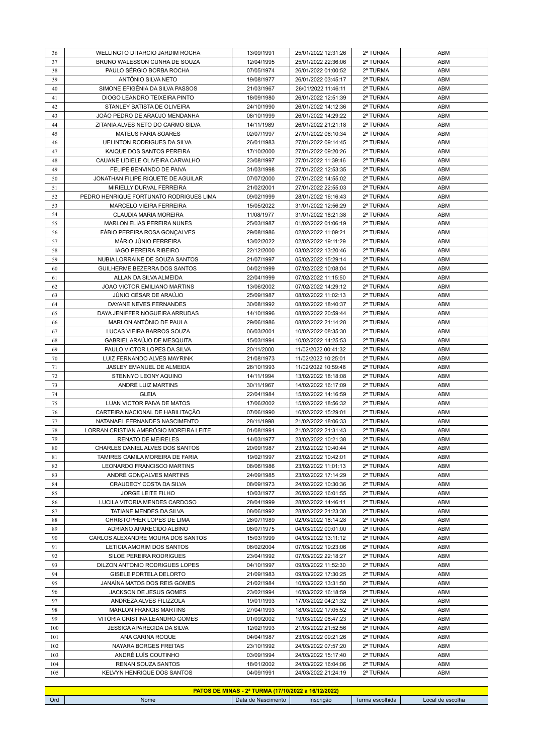| 36 | WELLINGTO DITARCIO JARDIM ROCHA | 13/09/1991 | 25/01/2022 12:31:26 | 2ª TURMA | ABM |
|---|---|---|---|---|---|
| 37 | BRUNO WALESSON CUNHA DE SOUZA | 12/04/1995 | 25/01/2022 22:36:06 | 2ª TURMA | ABM |
| 38 | PAULO SÉRGIO BORBA ROCHA | 07/05/1974 | 26/01/2022 01:00:52 | 2ª TURMA | ABM |
| 39 | ANTÔNIO SILVA NETO | 19/08/1977 | 26/01/2022 03:45:17 | 2ª TURMA | ABM |
| 40 | SIMONE EFIGÊNIA DA SILVA PASSOS | 21/03/1967 | 26/01/2022 11:46:11 | 2ª TURMA | ABM |
| 41 | DIOGO LEANDRO TEIXEIRA PINTO | 18/09/1980 | 26/01/2022 12:51:39 | 2ª TURMA | ABM |
| 42 | STANLEY BATISTA DE OLIVEIRA | 24/10/1990 | 26/01/2022 14:12:36 | 2ª TURMA | ABM |
| 43 | JOÃO PEDRO DE ARAÚJO MENDANHA | 08/10/1999 | 26/01/2022 14:29:22 | 2ª TURMA | ABM |
| 44 | ZITANIA ALVES NETO DO CARMO SILVA | 14/11/1989 | 26/01/2022 21:21:18 | 2ª TURMA | ABM |
| 45 | MATEUS FARIA SOARES | 02/07/1997 | 27/01/2022 06:10:34 | 2ª TURMA | ABM |
| 46 | UELINTON RODRIGUES DA SILVA | 26/01/1983 | 27/01/2022 09:14:45 | 2ª TURMA | ABM |
| 47 | KAIQUE DOS SANTOS PEREIRA | 17/10/2000 | 27/01/2022 09:20:26 | 2ª TURMA | ABM |
| 48 | CAUANE LIDIELE OLIVEIRA CARVALHO | 23/08/1997 | 27/01/2022 11:39:46 | 2ª TURMA | ABM |
| 49 | FELIPE BENVINDO DE PAIVA | 31/03/1998 | 27/01/2022 12:53:35 | 2ª TURMA | ABM |
| 50 | JONATHAN FILIPE RIQUETE DE AGUILAR | 07/07/2000 | 27/01/2022 14:55:02 | 2ª TURMA | ABM |
| 51 | MIRIELLY DURVAL FERREIRA | 21/02/2001 | 27/01/2022 22:55:03 | 2ª TURMA | ABM |
| 52 | PEDRO HENRIQUE FORTUNATO RODRIGUES LIMA | 09/02/1999 | 28/01/2022 16:16:43 | 2ª TURMA | ABM |
| 53 | MARCELO VIEIRA FERREIRA | 15/05/2022 | 31/01/2022 12:56:29 | 2ª TURMA | ABM |
| 54 | CLAUDIA MARIA MOREIRA | 11/08/1977 | 31/01/2022 18:21:38 | 2ª TURMA | ABM |
| 55 | MARLON ELIAS PEREIRA NUNES | 25/03/1987 | 01/02/2022 01:06:19 | 2ª TURMA | ABM |
| 56 | FÁBIO PEREIRA ROSA GONÇALVES | 29/08/1986 | 02/02/2022 11:09:21 | 2ª TURMA | ABM |
| 57 | MÁRIO JÚNIO FERREIRA | 13/02/2022 | 02/02/2022 19:11:29 | 2ª TURMA | ABM |
| 58 | IAGO PEREIRA RIBEIRO | 22/12/2000 | 03/02/2022 13:20:46 | 2ª TURMA | ABM |
| 59 | NUBIA LORRAINE DE SOUZA SANTOS | 21/07/1997 | 05/02/2022 15:29:14 | 2ª TURMA | ABM |
| 60 | GUILHERME BEZERRA DOS SANTOS | 04/02/1999 | 07/02/2022 10:08:04 | 2ª TURMA | ABM |
| 61 | ALLAN DA SILVA ALMEIDA | 22/04/1999 | 07/02/2022 11:15:50 | 2ª TURMA | ABM |
| 62 | JOAO VICTOR EMILIANO MARTINS | 13/06/2002 | 07/02/2022 14:29:12 | 2ª TURMA | ABM |
| 63 | JÚNIO CÉSAR DE ARAÚJO | 25/09/1987 | 08/02/2022 11:02:13 | 2ª TURMA | ABM |
| 64 | DAYANE NEVES FERNANDES | 30/08/1992 | 08/02/2022 18:40:37 | 2ª TURMA | ABM |
| 65 | DAYA JENIFFER NOGUEIRA ARRUDAS | 14/10/1996 | 08/02/2022 20:59:44 | 2ª TURMA | ABM |
| 66 | MARLON ANTÔNIO DE PAULA | 29/06/1986 | 08/02/2022 21:14:28 | 2ª TURMA | ABM |
| 67 | LUCAS VIEIRA BARROS SOUZA | 06/03/2001 | 10/02/2022 08:35:30 | 2ª TURMA | ABM |
| 68 | GABRIEL ARAÚJO DE MESQUITA | 15/03/1994 | 10/02/2022 14:25:53 | 2ª TURMA | ABM |
| 69 | PAULO VICTOR LOPES DA SILVA | 20/11/2000 | 11/02/2022 00:41:32 | 2ª TURMA | ABM |
| 70 | LUIZ FERNANDO ALVES MAYRINK | 21/08/1973 | 11/02/2022 10:25:01 | 2ª TURMA | ABM |
| 71 | JASLEY EMANUEL DE ALMEIDA | 26/10/1993 | 11/02/2022 10:59:48 | 2ª TURMA | ABM |
| 72 | STENNYO LEONY AQUINO | 14/11/1994 | 13/02/2022 18:18:08 | 2ª TURMA | ABM |
| 73 | ANDRÉ LUIZ MARTINS | 30/11/1967 | 14/02/2022 16:17:09 | 2ª TURMA | ABM |
| 74 | GLEIA | 22/04/1984 | 15/02/2022 14:16:59 | 2ª TURMA | ABM |
| 75 | LUAN VICTOR PAIVA DE MATOS | 17/06/2002 | 15/02/2022 18:56:32 | 2ª TURMA | ABM |
| 76 | CARTEIRA NACIONAL DE HABILITAÇÃO | 07/06/1990 | 16/02/2022 15:29:01 | 2ª TURMA | ABM |
| 77 | NATANAEL FERNANDES NASCIMENTO | 28/11/1998 | 21/02/2022 18:06:33 | 2ª TURMA | ABM |
| 78 | LORRAN CRISTIAN AMBRÓSIO MOREIRA LEITE | 01/08/1991 | 21/02/2022 21:31:43 | 2ª TURMA | ABM |
| 79 | RENATO DE MEIRELES | 14/03/1977 | 23/02/2022 10:21:38 | 2ª TURMA | ABM |
| 80 | CHARLES DANIEL ALVES DOS SANTOS | 20/09/1987 | 23/02/2022 10:40:44 | 2ª TURMA | ABM |
| 81 | TAMIRES CAMILA MOREIRA DE FARIA | 19/02/1997 | 23/02/2022 10:42:01 | 2ª TURMA | ABM |
| 82 | LEONARDO FRANCISCO MARTINS | 08/06/1986 | 23/02/2022 11:01:13 | 2ª TURMA | ABM |
| 83 | ANDRÉ GONÇALVES MARTINS | 24/09/1985 | 23/02/2022 17:14:29 | 2ª TURMA | ABM |
| 84 | CRAUDECY COSTA DA SILVA | 08/09/1973 | 24/02/2022 10:30:36 | 2ª TURMA | ABM |
| 85 | JORGE LEITE FILHO | 10/03/1977 | 26/02/2022 16:01:55 | 2ª TURMA | ABM |
| 86 | LUCILA VITORIA MENDES CARDOSO | 28/04/1999 | 28/02/2022 14:46:11 | 2ª TURMA | ABM |
| 87 | TATIANE MENDES DA SILVA | 08/06/1992 | 28/02/2022 21:23:30 | 2ª TURMA | ABM |
| 88 | CHRISTOPHER LOPES DE LIMA | 28/07/1989 | 02/03/2022 18:14:28 | 2ª TURMA | ABM |
| 89 | ADRIANO APARECIDO ALBINO | 08/07/1975 | 04/03/2022 00:01:00 | 2ª TURMA | ABM |
| 90 | CARLOS ALEXANDRE MOURA DOS SANTOS | 15/03/1999 | 04/03/2022 13:11:12 | 2ª TURMA | ABM |
| 91 | LETICIA AMORIM DOS SANTOS | 06/02/2004 | 07/03/2022 19:23:06 | 2ª TURMA | ABM |
| 92 | SILOÉ PEREIRA RODRIGUES | 23/04/1992 | 07/03/2022 22:18:27 | 2ª TURMA | ABM |
| 93 | DILZON ANTONIO RODRIGUES LOPES | 04/10/1997 | 09/03/2022 11:52:30 | 2ª TURMA | ABM |
| 94 | GISELE PORTELA DELORTO | 21/09/1983 | 09/03/2022 17:30:25 | 2ª TURMA | ABM |
| 95 | JANAÍNA MATOS DOS REIS GOMES | 21/02/1984 | 10/03/2022 13:31:50 | 2ª TURMA | ABM |
| 96 | JACKSON DE JESUS GOMES | 23/02/1994 | 16/03/2022 16:18:59 | 2ª TURMA | ABM |
| 97 | ANDREZA ALVES FILIZZOLA | 19/01/1993 | 17/03/2022 04:21:32 | 2ª TURMA | ABM |
| 98 | MARLON FRANCIS MARTINS | 27/04/1993 | 18/03/2022 17:05:52 | 2ª TURMA | ABM |
| 99 | VITÓRIA CRISTINA LEANDRO GOMES | 01/09/2002 | 19/03/2022 08:47:23 | 2ª TURMA | ABM |
| 100 | JESSICA APARECIDA DA SILVA | 12/02/1993 | 21/03/2022 21:52:56 | 2ª TURMA | ABM |
| 101 | ANA CARINA ROQUE | 04/04/1987 | 23/03/2022 09:21:26 | 2ª TURMA | ABM |
| 102 | NAYARA BORGES FREITAS | 23/10/1992 | 24/03/2022 07:57:20 | 2ª TURMA | ABM |
| 103 | ANDRÉ LUÍS COUTINHO | 03/09/1994 | 24/03/2022 15:17:40 | 2ª TURMA | ABM |
| 104 | RENAN SOUZA SANTOS | 18/01/2002 | 24/03/2022 16:04:06 | 2ª TURMA | ABM |
| 105 | KELVYN HENRIQUE DOS SANTOS | 04/09/1991 | 24/03/2022 21:24:19 | 2ª TURMA | ABM |

**PATOS DE MINAS - 2ª TURMA (17/10/2022 a 16/12/2022)**

| Ord | Nome | Data de Nascimento | Inscrição | Turma escolhida | Local de escolha |
|---|---|---|---|---|---|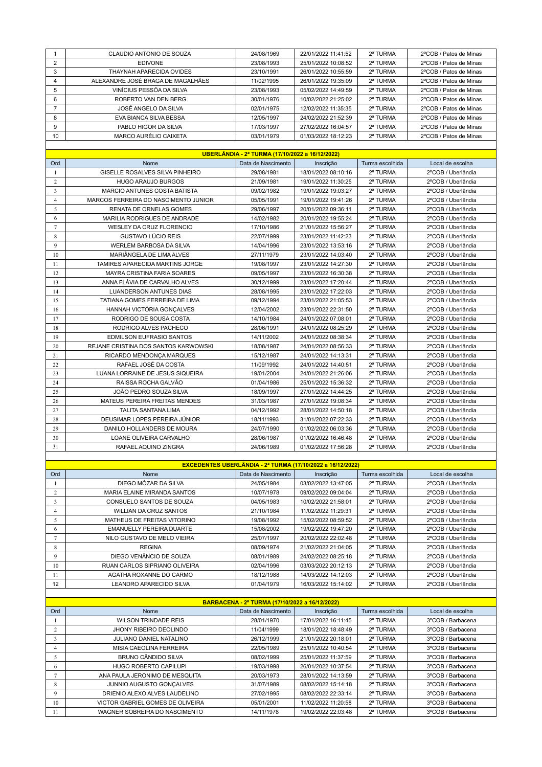| | | | | | |
|---|---|---|---|---|---|
| 1 | CLAUDIO ANTONIO DE SOUZA | 24/08/1969 | 22/01/2022 11:41:52 | 2ª TURMA | 2ºCOB / Patos de Minas |
| 2 | EDIVONE | 23/08/1993 | 25/01/2022 10:08:52 | 2ª TURMA | 2ºCOB / Patos de Minas |
| 3 | THAYNAH APARECIDA OVIDES | 23/10/1991 | 26/01/2022 10:55:59 | 2ª TURMA | 2ºCOB / Patos de Minas |
| 4 | ALEXANDRE JOSÉ BRAGA DE MAGALHÃES | 11/02/1995 | 26/01/2022 19:35:09 | 2ª TURMA | 2ºCOB / Patos de Minas |
| 5 | VINÍCIUS PESSÔA DA SILVA | 23/08/1993 | 05/02/2022 14:49:59 | 2ª TURMA | 2ºCOB / Patos de Minas |
| 6 | ROBERTO VAN DEN BERG | 30/01/1976 | 10/02/2022 21:25:02 | 2ª TURMA | 2ºCOB / Patos de Minas |
| 7 | JOSÉ ANGELO DA SILVA | 02/01/1975 | 12/02/2022 11:35:35 | 2ª TURMA | 2ºCOB / Patos de Minas |
| 8 | EVA BIANCA SILVA BESSA | 12/05/1997 | 24/02/2022 21:52:39 | 2ª TURMA | 2ºCOB / Patos de Minas |
| 9 | PABLO HIGOR DA SILVA | 17/03/1997 | 27/02/2022 16:04:57 | 2ª TURMA | 2ºCOB / Patos de Minas |
| 10 | MARCO AURÉLIO CAIXETA | 03/01/1979 | 01/03/2022 18:12:23 | 2ª TURMA | 2ºCOB / Patos de Minas |

**UBERLÂNDIA - 2ª TURMA (17/10/2022 a 16/12/2022)**

| Ord | Nome | Data de Nascimento | Inscrição | Turma escolhida | Local de escolha |
|---|---|---|---|---|---|
| 1 | GISELLE ROSALVES SILVA PINHEIRO | 29/08/1981 | 18/01/2022 08:10:16 | 2ª TURMA | 2ºCOB / Uberlândia |
| 2 | HUGO ARAUJO BURGOS | 21/09/1981 | 19/01/2022 11:30:25 | 2ª TURMA | 2ºCOB / Uberlândia |
| 3 | MARCIO ANTUNES COSTA BATISTA | 09/02/1982 | 19/01/2022 19:03:27 | 2ª TURMA | 2ºCOB / Uberlândia |
| 4 | MARCOS FERREIRA DO NASCIMENTO JUNIOR | 05/05/1991 | 19/01/2022 19:41:26 | 2ª TURMA | 2ºCOB / Uberlândia |
| 5 | RENATA DE ORNELAS GOMES | 29/06/1997 | 20/01/2022 09:36:11 | 2ª TURMA | 2ºCOB / Uberlândia |
| 6 | MARILIA RODRIGUES DE ANDRADE | 14/02/1982 | 20/01/2022 19:55:24 | 2ª TURMA | 2ºCOB / Uberlândia |
| 7 | WESLEY DA CRUZ FLORENCIO | 17/10/1986 | 21/01/2022 15:56:27 | 2ª TURMA | 2ºCOB / Uberlândia |
| 8 | GUSTAVO LÚCIO REIS | 22/07/1999 | 23/01/2022 11:42:23 | 2ª TURMA | 2ºCOB / Uberlândia |
| 9 | WERLEM BARBOSA DA SILVA | 14/04/1996 | 23/01/2022 13:53:16 | 2ª TURMA | 2ºCOB / Uberlândia |
| 10 | MARIÂNGELA DE LIMA ALVES | 27/11/1979 | 23/01/2022 14:03:40 | 2ª TURMA | 2ºCOB / Uberlândia |
| 11 | TAMIRES APARECIDA MARTINS JORGE | 19/08/1997 | 23/01/2022 14:27:30 | 2ª TURMA | 2ºCOB / Uberlândia |
| 12 | MAYRA CRISTINA FARIA SOARES | 09/05/1997 | 23/01/2022 16:30:38 | 2ª TURMA | 2ºCOB / Uberlândia |
| 13 | ANNA FLÁVIA DE CARVALHO ALVES | 30/12/1999 | 23/01/2022 17:20:44 | 2ª TURMA | 2ºCOB / Uberlândia |
| 14 | LUANDERSON ANTUNES DIAS | 28/08/1995 | 23/01/2022 17:22:03 | 2ª TURMA | 2ºCOB / Uberlândia |
| 15 | TATIANA GOMES FERREIRA DE LIMA | 09/12/1994 | 23/01/2022 21:05:53 | 2ª TURMA | 2ºCOB / Uberlândia |
| 16 | HANNAH VICTÓRIA GONÇALVES | 12/04/2002 | 23/01/2022 22:31:50 | 2ª TURMA | 2ºCOB / Uberlândia |
| 17 | RODRIGO DE SOUSA COSTA | 14/10/1984 | 24/01/2022 07:08:01 | 2ª TURMA | 2ºCOB / Uberlândia |
| 18 | RODRIGO ALVES PACHECO | 28/06/1991 | 24/01/2022 08:25:29 | 2ª TURMA | 2ºCOB / Uberlândia |
| 19 | EDMILSON EUFRASIO SANTOS | 14/11/2002 | 24/01/2022 08:38:34 | 2ª TURMA | 2ºCOB / Uberlândia |
| 20 | REJANE CRISTINA DOS SANTOS KARWOWSKI | 18/08/1987 | 24/01/2022 08:56:33 | 2ª TURMA | 2ºCOB / Uberlândia |
| 21 | RICARDO MENDONÇA MARQUES | 15/12/1987 | 24/01/2022 14:13:31 | 2ª TURMA | 2ºCOB / Uberlândia |
| 22 | RAFAEL JOSÉ DA COSTA | 11/09/1992 | 24/01/2022 14:40:51 | 2ª TURMA | 2ºCOB / Uberlândia |
| 23 | LUANA LORRAINE DE JESUS SIQUEIRA | 19/01/2004 | 24/01/2022 21:26:06 | 2ª TURMA | 2ºCOB / Uberlândia |
| 24 | RAISSA ROCHA GALVÃO | 01/04/1986 | 25/01/2022 15:36:32 | 2ª TURMA | 2ºCOB / Uberlândia |
| 25 | JOÃO PEDRO SOUZA SILVA | 18/09/1997 | 27/01/2022 14:44:25 | 2ª TURMA | 2ºCOB / Uberlândia |
| 26 | MATEUS PEREIRA FREITAS MENDES | 31/03/1987 | 27/01/2022 19:08:34 | 2ª TURMA | 2ºCOB / Uberlândia |
| 27 | TALITA SANTANA LIMA | 04/12/1992 | 28/01/2022 14:50:18 | 2ª TURMA | 2ºCOB / Uberlândia |
| 28 | DEUSIMAR LOPES PEREIRA JÚNIOR | 18/11/1993 | 31/01/2022 07:22:33 | 2ª TURMA | 2ºCOB / Uberlândia |
| 29 | DANILO HOLLANDERS DE MOURA | 24/07/1990 | 01/02/2022 06:03:36 | 2ª TURMA | 2ºCOB / Uberlândia |
| 30 | LOANE OLIVEIRA CARVALHO | 28/06/1987 | 01/02/2022 16:46:48 | 2ª TURMA | 2ºCOB / Uberlândia |
| 31 | RAFAEL AQUINO ZINGRA | 24/06/1989 | 01/02/2022 17:56:28 | 2ª TURMA | 2ºCOB / Uberlândia |

**EXCEDENTES UBERLÂNDIA - 2ª TURMA (17/10/2022 a 16/12/2022)**

| Ord | Nome | Data de Nascimento | Inscrição | Turma escolhida | Local de escolha |
|---|---|---|---|---|---|
| 1 | DIEGO MÔZAR DA SILVA | 24/05/1984 | 03/02/2022 13:47:05 | 2ª TURMA | 2ºCOB / Uberlândia |
| 2 | MARIA ELAINE MIRANDA SANTOS | 10/07/1978 | 09/02/2022 09:04:04 | 2ª TURMA | 2ºCOB / Uberlândia |
| 3 | CONSUELO SANTOS DE SOUZA | 04/05/1983 | 10/02/2022 21:58:01 | 2ª TURMA | 2ºCOB / Uberlândia |
| 4 | WILLIAN DA CRUZ SANTOS | 21/10/1984 | 11/02/2022 11:29:31 | 2ª TURMA | 2ºCOB / Uberlândia |
| 5 | MATHEUS DE FREITAS VITORINO | 19/08/1992 | 15/02/2022 08:59:52 | 2ª TURMA | 2ºCOB / Uberlândia |
| 6 | EMANUELLY PEREIRA DUARTE | 15/08/2002 | 19/02/2022 19:47:20 | 2ª TURMA | 2ºCOB / Uberlândia |
| 7 | NILO GUSTAVO DE MELO VIEIRA | 25/07/1997 | 20/02/2022 22:02:48 | 2ª TURMA | 2ºCOB / Uberlândia |
| 8 | REGINA | 08/09/1974 | 21/02/2022 21:04:05 | 2ª TURMA | 2ºCOB / Uberlândia |
| 9 | DIEGO VENÂNCIO DE SOUZA | 08/01/1989 | 24/02/2022 08:25:18 | 2ª TURMA | 2ºCOB / Uberlândia |
| 10 | RUAN CARLOS SIPRIANO OLIVEIRA | 02/04/1996 | 03/03/2022 20:12:13 | 2ª TURMA | 2ºCOB / Uberlândia |
| 11 | AGATHA ROXANNE DO CARMO | 18/12/1988 | 14/03/2022 14:12:03 | 2ª TURMA | 2ºCOB / Uberlândia |
| 12 | LEANDRO APARECIDO SILVA | 01/04/1979 | 16/03/2022 15:14:02 | 2ª TURMA | 2ºCOB / Uberlândia |

**BARBACENA - 2ª TURMA (17/10/2022 a 16/12/2022)**

| Ord | Nome | Data de Nascimento | Inscrição | Turma escolhida | Local de escolha |
|---|---|---|---|---|---|
| 1 | WILSON TRINDADE REIS | 28/01/1970 | 17/01/2022 16:11:45 | 2ª TURMA | 3ºCOB / Barbacena |
| 2 | JHONY RIBEIRO DEOLINDO | 11/04/1999 | 18/01/2022 18:48:49 | 2ª TURMA | 3ºCOB / Barbacena |
| 3 | JULIANO DANIEL NATALINO | 26/12/1999 | 21/01/2022 20:18:01 | 2ª TURMA | 3ºCOB / Barbacena |
| 4 | MISIA CAEOLINA FERREIRA | 22/05/1989 | 25/01/2022 10:40:54 | 2ª TURMA | 3ºCOB / Barbacena |
| 5 | BRUNO CÂNDIDO SILVA | 08/02/1999 | 25/01/2022 11:37:59 | 2ª TURMA | 3ºCOB / Barbacena |
| 6 | HUGO ROBERTO CAPILUPI | 19/03/1998 | 26/01/2022 10:37:54 | 2ª TURMA | 3ºCOB / Barbacena |
| 7 | ANA PAULA JERONIMO DE MESQUITA | 20/03/1973 | 28/01/2022 14:13:59 | 2ª TURMA | 3ºCOB / Barbacena |
| 8 | JUNNIO AUGUSTO GONÇALVES | 31/07/1989 | 08/02/2022 15:14:18 | 2ª TURMA | 3ºCOB / Barbacena |
| 9 | DRIENIO ALEXO ALVES LAUDELINO | 27/02/1995 | 08/02/2022 22:33:14 | 2ª TURMA | 3ºCOB / Barbacena |
| 10 | VICTOR GABRIEL GOMES DE OLIVEIRA | 05/01/2001 | 11/02/2022 11:20:58 | 2ª TURMA | 3ºCOB / Barbacena |
| 11 | WAGNER SOBREIRA DO NASCIMENTO | 14/11/1978 | 19/02/2022 22:03:48 | 2ª TURMA | 3ºCOB / Barbacena |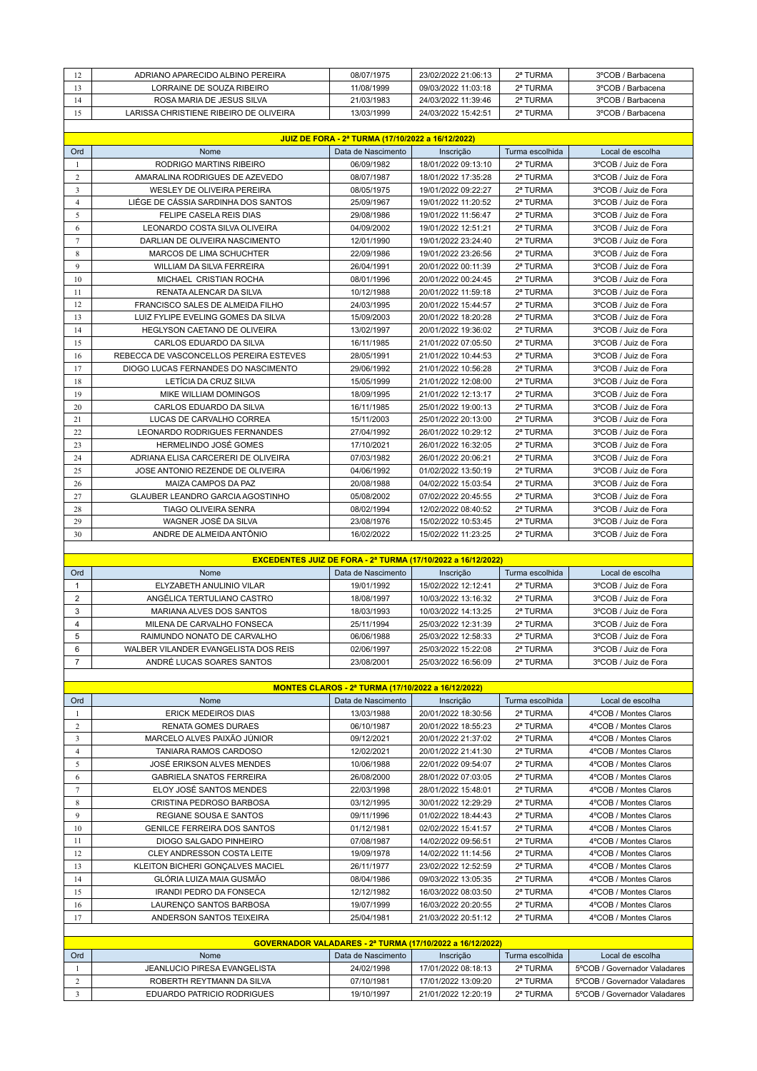| Ord | Nome | Data de Nascimento | Inscrição | Turma escolhida | Local de escolha |
|---|---|---|---|---|---|
| 12 | ADRIANO APARECIDO ALBINO PEREIRA | 08/07/1975 | 23/02/2022 21:06:13 | 2ª TURMA | 3ºCOB / Barbacena |
| 13 | LORRAINE DE SOUZA RIBEIRO | 11/08/1999 | 09/03/2022 11:03:18 | 2ª TURMA | 3ºCOB / Barbacena |
| 14 | ROSA MARIA DE JESUS SILVA | 21/03/1983 | 24/03/2022 11:39:46 | 2ª TURMA | 3ºCOB / Barbacena |
| 15 | LARISSA CHRISTIENE RIBEIRO DE OLIVEIRA | 13/03/1999 | 24/03/2022 15:42:51 | 2ª TURMA | 3ºCOB / Barbacena |

**JUIZ DE FORA - 2ª TURMA (17/10/2022 a 16/12/2022)**

| Ord | Nome | Data de Nascimento | Inscrição | Turma escolhida | Local de escolha |
|---|---|---|---|---|---|
| 1 | RODRIGO MARTINS RIBEIRO | 06/09/1982 | 18/01/2022 09:13:10 | 2ª TURMA | 3ºCOB / Juiz de Fora |
| 2 | AMARALINA RODRIGUES DE AZEVEDO | 08/07/1987 | 18/01/2022 17:35:28 | 2ª TURMA | 3ºCOB / Juiz de Fora |
| 3 | WESLEY DE OLIVEIRA PEREIRA | 08/05/1975 | 19/01/2022 09:22:27 | 2ª TURMA | 3ºCOB / Juiz de Fora |
| 4 | LIÉGE DE CÁSSIA SARDINHA DOS SANTOS | 25/09/1967 | 19/01/2022 11:20:52 | 2ª TURMA | 3ºCOB / Juiz de Fora |
| 5 | FELIPE CASELA REIS DIAS | 29/08/1986 | 19/01/2022 11:56:47 | 2ª TURMA | 3ºCOB / Juiz de Fora |
| 6 | LEONARDO COSTA SILVA OLIVEIRA | 04/09/2002 | 19/01/2022 12:51:21 | 2ª TURMA | 3ºCOB / Juiz de Fora |
| 7 | DARLIAN DE OLIVEIRA NASCIMENTO | 12/01/1990 | 19/01/2022 23:24:40 | 2ª TURMA | 3ºCOB / Juiz de Fora |
| 8 | MARCOS DE LIMA SCHUCHTER | 22/09/1986 | 19/01/2022 23:26:56 | 2ª TURMA | 3ºCOB / Juiz de Fora |
| 9 | WILLIAM DA SILVA FERREIRA | 26/04/1991 | 20/01/2022 00:11:39 | 2ª TURMA | 3ºCOB / Juiz de Fora |
| 10 | MICHAEL CRISTIAN ROCHA | 08/01/1996 | 20/01/2022 00:24:45 | 2ª TURMA | 3ºCOB / Juiz de Fora |
| 11 | RENATA ALENCAR DA SILVA | 10/12/1988 | 20/01/2022 11:59:18 | 2ª TURMA | 3ºCOB / Juiz de Fora |
| 12 | FRANCISCO SALES DE ALMEIDA FILHO | 24/03/1995 | 20/01/2022 15:44:57 | 2ª TURMA | 3ºCOB / Juiz de Fora |
| 13 | LUIZ FYLIPE EVELING GOMES DA SILVA | 15/09/2003 | 20/01/2022 18:20:28 | 2ª TURMA | 3ºCOB / Juiz de Fora |
| 14 | HEGLYSON CAETANO DE OLIVEIRA | 13/02/1997 | 20/01/2022 19:36:02 | 2ª TURMA | 3ºCOB / Juiz de Fora |
| 15 | CARLOS EDUARDO DA SILVA | 16/11/1985 | 21/01/2022 07:05:50 | 2ª TURMA | 3ºCOB / Juiz de Fora |
| 16 | REBECCA DE VASCONCELLOS PEREIRA ESTEVES | 28/05/1991 | 21/01/2022 10:44:53 | 2ª TURMA | 3ºCOB / Juiz de Fora |
| 17 | DIOGO LUCAS FERNANDES DO NASCIMENTO | 29/06/1992 | 21/01/2022 10:56:28 | 2ª TURMA | 3ºCOB / Juiz de Fora |
| 18 | LETÍCIA DA CRUZ SILVA | 15/05/1999 | 21/01/2022 12:08:00 | 2ª TURMA | 3ºCOB / Juiz de Fora |
| 19 | MIKE WILLIAM DOMINGOS | 18/09/1995 | 21/01/2022 12:13:17 | 2ª TURMA | 3ºCOB / Juiz de Fora |
| 20 | CARLOS EDUARDO DA SILVA | 16/11/1985 | 25/01/2022 19:00:13 | 2ª TURMA | 3ºCOB / Juiz de Fora |
| 21 | LUCAS DE CARVALHO CORREA | 15/11/2003 | 25/01/2022 20:13:00 | 2ª TURMA | 3ºCOB / Juiz de Fora |
| 22 | LEONARDO RODRIGUES FERNANDES | 27/04/1992 | 26/01/2022 10:29:12 | 2ª TURMA | 3ºCOB / Juiz de Fora |
| 23 | HERMELINDO JOSÉ GOMES | 17/10/2021 | 26/01/2022 16:32:05 | 2ª TURMA | 3ºCOB / Juiz de Fora |
| 24 | ADRIANA ELISA CARCERERI DE OLIVEIRA | 07/03/1982 | 26/01/2022 20:06:21 | 2ª TURMA | 3ºCOB / Juiz de Fora |
| 25 | JOSE ANTONIO REZENDE DE OLIVEIRA | 04/06/1992 | 01/02/2022 13:50:19 | 2ª TURMA | 3ºCOB / Juiz de Fora |
| 26 | MAIZA CAMPOS DA PAZ | 20/08/1988 | 04/02/2022 15:03:54 | 2ª TURMA | 3ºCOB / Juiz de Fora |
| 27 | GLAUBER LEANDRO GARCIA AGOSTINHO | 05/08/2002 | 07/02/2022 20:45:55 | 2ª TURMA | 3ºCOB / Juiz de Fora |
| 28 | TIAGO OLIVEIRA SENRA | 08/02/1994 | 12/02/2022 08:40:52 | 2ª TURMA | 3ºCOB / Juiz de Fora |
| 29 | WAGNER JOSÉ DA SILVA | 23/08/1976 | 15/02/2022 10:53:45 | 2ª TURMA | 3ºCOB / Juiz de Fora |
| 30 | ANDRE DE ALMEIDA ANTÔNIO | 16/02/2022 | 15/02/2022 11:23:25 | 2ª TURMA | 3ºCOB / Juiz de Fora |

**EXCEDENTES JUIZ DE FORA - 2ª TURMA (17/10/2022 a 16/12/2022)**

| Ord | Nome | Data de Nascimento | Inscrição | Turma escolhida | Local de escolha |
|---|---|---|---|---|---|
| 1 | ELYZABETH ANULINIO VILAR | 19/01/1992 | 15/02/2022 12:12:41 | 2ª TURMA | 3ºCOB / Juiz de Fora |
| 2 | ANGÉLICA TERTULIANO CASTRO | 18/08/1997 | 10/03/2022 13:16:32 | 2ª TURMA | 3ºCOB / Juiz de Fora |
| 3 | MARIANA ALVES DOS SANTOS | 18/03/1993 | 10/03/2022 14:13:25 | 2ª TURMA | 3ºCOB / Juiz de Fora |
| 4 | MILENA DE CARVALHO FONSECA | 25/11/1994 | 25/03/2022 12:31:39 | 2ª TURMA | 3ºCOB / Juiz de Fora |
| 5 | RAIMUNDO NONATO DE CARVALHO | 06/06/1988 | 25/03/2022 12:58:33 | 2ª TURMA | 3ºCOB / Juiz de Fora |
| 6 | WALBER VILANDER EVANGELISTA DOS REIS | 02/06/1997 | 25/03/2022 15:22:08 | 2ª TURMA | 3ºCOB / Juiz de Fora |
| 7 | ANDRÉ LUCAS SOARES SANTOS | 23/08/2001 | 25/03/2022 16:56:09 | 2ª TURMA | 3ºCOB / Juiz de Fora |

**MONTES CLAROS - 2ª TURMA (17/10/2022 a 16/12/2022)**

| Ord | Nome | Data de Nascimento | Inscrição | Turma escolhida | Local de escolha |
|---|---|---|---|---|---|
| 1 | ERICK MEDEIROS DIAS | 13/03/1988 | 20/01/2022 18:30:56 | 2ª TURMA | 4ºCOB / Montes Claros |
| 2 | RENATA GOMES DURAES | 06/10/1987 | 20/01/2022 18:55:23 | 2ª TURMA | 4ºCOB / Montes Claros |
| 3 | MARCELO ALVES PAIXÃO JÚNIOR | 09/12/2021 | 20/01/2022 21:37:02 | 2ª TURMA | 4ºCOB / Montes Claros |
| 4 | TANIARA RAMOS CARDOSO | 12/02/2021 | 20/01/2022 21:41:30 | 2ª TURMA | 4ºCOB / Montes Claros |
| 5 | JOSÉ ERIKSON ALVES MENDES | 10/06/1988 | 22/01/2022 09:54:07 | 2ª TURMA | 4ºCOB / Montes Claros |
| 6 | GABRIELA SNATOS FERREIRA | 26/08/2000 | 28/01/2022 07:03:05 | 2ª TURMA | 4ºCOB / Montes Claros |
| 7 | ELOY JOSÉ SANTOS MENDES | 22/03/1998 | 28/01/2022 15:48:01 | 2ª TURMA | 4ºCOB / Montes Claros |
| 8 | CRISTINA PEDROSO BARBOSA | 03/12/1995 | 30/01/2022 12:29:29 | 2ª TURMA | 4ºCOB / Montes Claros |
| 9 | REGIANE SOUSA E SANTOS | 09/11/1996 | 01/02/2022 18:44:43 | 2ª TURMA | 4ºCOB / Montes Claros |
| 10 | GENILCE FERREIRA DOS SANTOS | 01/12/1981 | 02/02/2022 15:41:57 | 2ª TURMA | 4ºCOB / Montes Claros |
| 11 | DIOGO SALGADO PINHEIRO | 07/08/1987 | 14/02/2022 09:56:51 | 2ª TURMA | 4ºCOB / Montes Claros |
| 12 | CLEY ANDRESSON COSTA LEITE | 19/09/1978 | 14/02/2022 11:14:56 | 2ª TURMA | 4ºCOB / Montes Claros |
| 13 | KLEITON BICHERI GONÇALVES MACIEL | 26/11/1977 | 23/02/2022 12:52:59 | 2ª TURMA | 4ºCOB / Montes Claros |
| 14 | GLÓRIA LUIZA MAIA GUSMÃO | 08/04/1986 | 09/03/2022 13:05:35 | 2ª TURMA | 4ºCOB / Montes Claros |
| 15 | IRANDI PEDRO DA FONSECA | 12/12/1982 | 16/03/2022 08:03:50 | 2ª TURMA | 4ºCOB / Montes Claros |
| 16 | LAURENÇO SANTOS BARBOSA | 19/07/1999 | 16/03/2022 20:20:55 | 2ª TURMA | 4ºCOB / Montes Claros |
| 17 | ANDERSON SANTOS TEIXEIRA | 25/04/1981 | 21/03/2022 20:51:12 | 2ª TURMA | 4ºCOB / Montes Claros |

**GOVERNADOR VALADARES - 2ª TURMA (17/10/2022 a 16/12/2022)**

| Ord | Nome | Data de Nascimento | Inscrição | Turma escolhida | Local de escolha |
|---|---|---|---|---|---|
| 1 | JEANLUCIO PIRESA EVANGELISTA | 24/02/1998 | 17/01/2022 08:18:13 | 2ª TURMA | 5ºCOB / Governador Valadares |
| 2 | ROBERTH REYTMANN DA SILVA | 07/10/1981 | 17/01/2022 13:09:20 | 2ª TURMA | 5ºCOB / Governador Valadares |
| 3 | EDUARDO PATRICIO RODRIGUES | 19/10/1997 | 21/01/2022 12:20:19 | 2ª TURMA | 5ºCOB / Governador Valadares |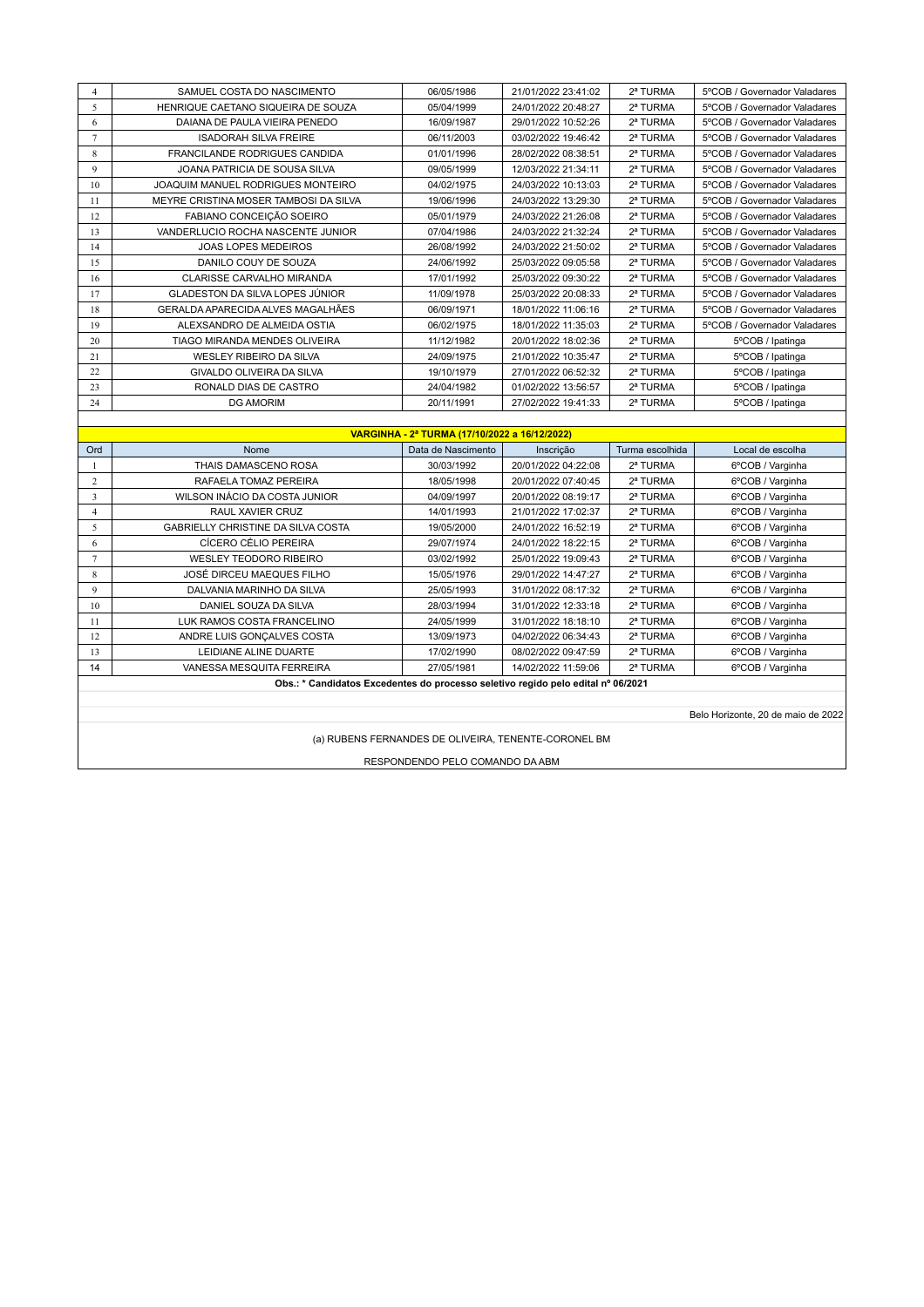| | | | | | |
|---|---|---|---|---|---|
| 4 | SAMUEL COSTA DO NASCIMENTO | 06/05/1986 | 21/01/2022 23:41:02 | 2ª TURMA | 5ºCOB / Governador Valadares |
| 5 | HENRIQUE CAETANO SIQUEIRA DE SOUZA | 05/04/1999 | 24/01/2022 20:48:27 | 2ª TURMA | 5ºCOB / Governador Valadares |
| 6 | DAIANA DE PAULA VIEIRA PENEDO | 16/09/1987 | 29/01/2022 10:52:26 | 2ª TURMA | 5ºCOB / Governador Valadares |
| 7 | ISADORAH SILVA FREIRE | 06/11/2003 | 03/02/2022 19:46:42 | 2ª TURMA | 5ºCOB / Governador Valadares |
| 8 | FRANCILANDE RODRIGUES CANDIDA | 01/01/1996 | 28/02/2022 08:38:51 | 2ª TURMA | 5ºCOB / Governador Valadares |
| 9 | JOANA PATRICIA DE SOUSA SILVA | 09/05/1999 | 12/03/2022 21:34:11 | 2ª TURMA | 5ºCOB / Governador Valadares |
| 10 | JOAQUIM MANUEL RODRIGUES MONTEIRO | 04/02/1975 | 24/03/2022 10:13:03 | 2ª TURMA | 5ºCOB / Governador Valadares |
| 11 | MEYRE CRISTINA MOSER TAMBOSI DA SILVA | 19/06/1996 | 24/03/2022 13:29:30 | 2ª TURMA | 5ºCOB / Governador Valadares |
| 12 | FABIANO CONCEIÇÃO SOEIRO | 05/01/1979 | 24/03/2022 21:26:08 | 2ª TURMA | 5ºCOB / Governador Valadares |
| 13 | VANDERLUCIO ROCHA NASCENTE JUNIOR | 07/04/1986 | 24/03/2022 21:32:24 | 2ª TURMA | 5ºCOB / Governador Valadares |
| 14 | JOAS LOPES MEDEIROS | 26/08/1992 | 24/03/2022 21:50:02 | 2ª TURMA | 5ºCOB / Governador Valadares |
| 15 | DANILO COUY DE SOUZA | 24/06/1992 | 25/03/2022 09:05:58 | 2ª TURMA | 5ºCOB / Governador Valadares |
| 16 | CLARISSE CARVALHO MIRANDA | 17/01/1992 | 25/03/2022 09:30:22 | 2ª TURMA | 5ºCOB / Governador Valadares |
| 17 | GLADESTON DA SILVA LOPES JÚNIOR | 11/09/1978 | 25/03/2022 20:08:33 | 2ª TURMA | 5ºCOB / Governador Valadares |
| 18 | GERALDA APARECIDA ALVES MAGALHÃES | 06/09/1971 | 18/01/2022 11:06:16 | 2ª TURMA | 5ºCOB / Governador Valadares |
| 19 | ALEXSANDRO DE ALMEIDA OSTIA | 06/02/1975 | 18/01/2022 11:35:03 | 2ª TURMA | 5ºCOB / Governador Valadares |
| 20 | TIAGO MIRANDA MENDES OLIVEIRA | 11/12/1982 | 20/01/2022 18:02:36 | 2ª TURMA | 5ºCOB / Ipatinga |
| 21 | WESLEY RIBEIRO DA SILVA | 24/09/1975 | 21/01/2022 10:35:47 | 2ª TURMA | 5ºCOB / Ipatinga |
| 22 | GIVALDO OLIVEIRA DA SILVA | 19/10/1979 | 27/01/2022 06:52:32 | 2ª TURMA | 5ºCOB / Ipatinga |
| 23 | RONALD DIAS DE CASTRO | 24/04/1982 | 01/02/2022 13:56:57 | 2ª TURMA | 5ºCOB / Ipatinga |
| 24 | DG AMORIM | 20/11/1991 | 27/02/2022 19:41:33 | 2ª TURMA | 5ºCOB / Ipatinga |

**VARGINHA - 2ª TURMA (17/10/2022 a 16/12/2022)**

| Ord | Nome | Data de Nascimento | Inscrição | Turma escolhida | Local de escolha |
|---|---|---|---|---|---|
| 1 | THAIS DAMASCENO ROSA | 30/03/1992 | 20/01/2022 04:22:08 | 2ª TURMA | 6ºCOB / Varginha |
| 2 | RAFAELA TOMAZ PEREIRA | 18/05/1998 | 20/01/2022 07:40:45 | 2ª TURMA | 6ºCOB / Varginha |
| 3 | WILSON INÁCIO DA COSTA JUNIOR | 04/09/1997 | 20/01/2022 08:19:17 | 2ª TURMA | 6ºCOB / Varginha |
| 4 | RAUL XAVIER CRUZ | 14/01/1993 | 21/01/2022 17:02:37 | 2ª TURMA | 6ºCOB / Varginha |
| 5 | GABRIELLY CHRISTINE DA SILVA COSTA | 19/05/2000 | 24/01/2022 16:52:19 | 2ª TURMA | 6ºCOB / Varginha |
| 6 | CÍCERO CÉLIO PEREIRA | 29/07/1974 | 24/01/2022 18:22:15 | 2ª TURMA | 6ºCOB / Varginha |
| 7 | WESLEY TEODORO RIBEIRO | 03/02/1992 | 25/01/2022 19:09:43 | 2ª TURMA | 6ºCOB / Varginha |
| 8 | JOSÉ DIRCEU MAEQUES FILHO | 15/05/1976 | 29/01/2022 14:47:27 | 2ª TURMA | 6ºCOB / Varginha |
| 9 | DALVANIA MARINHO DA SILVA | 25/05/1993 | 31/01/2022 08:17:32 | 2ª TURMA | 6ºCOB / Varginha |
| 10 | DANIEL SOUZA DA SILVA | 28/03/1994 | 31/01/2022 12:33:18 | 2ª TURMA | 6ºCOB / Varginha |
| 11 | LUK RAMOS COSTA FRANCELINO | 24/05/1999 | 31/01/2022 18:18:10 | 2ª TURMA | 6ºCOB / Varginha |
| 12 | ANDRE LUIS GONÇALVES COSTA | 13/09/1973 | 04/02/2022 06:34:43 | 2ª TURMA | 6ºCOB / Varginha |
| 13 | LEIDIANE ALINE DUARTE | 17/02/1990 | 08/02/2022 09:47:59 | 2ª TURMA | 6ºCOB / Varginha |
| 14 | VANESSA MESQUITA FERREIRA | 27/05/1981 | 14/02/2022 11:59:06 | 2ª TURMA | 6ºCOB / Varginha |

**Obs.: * Candidatos Excedentes do processo seletivo regido pelo edital nº 06/2021**

Belo Horizonte, 20 de maio de 2022

(a) RUBENS FERNANDES DE OLIVEIRA, TENENTE-CORONEL BM

RESPONDENDO PELO COMANDO DA ABM